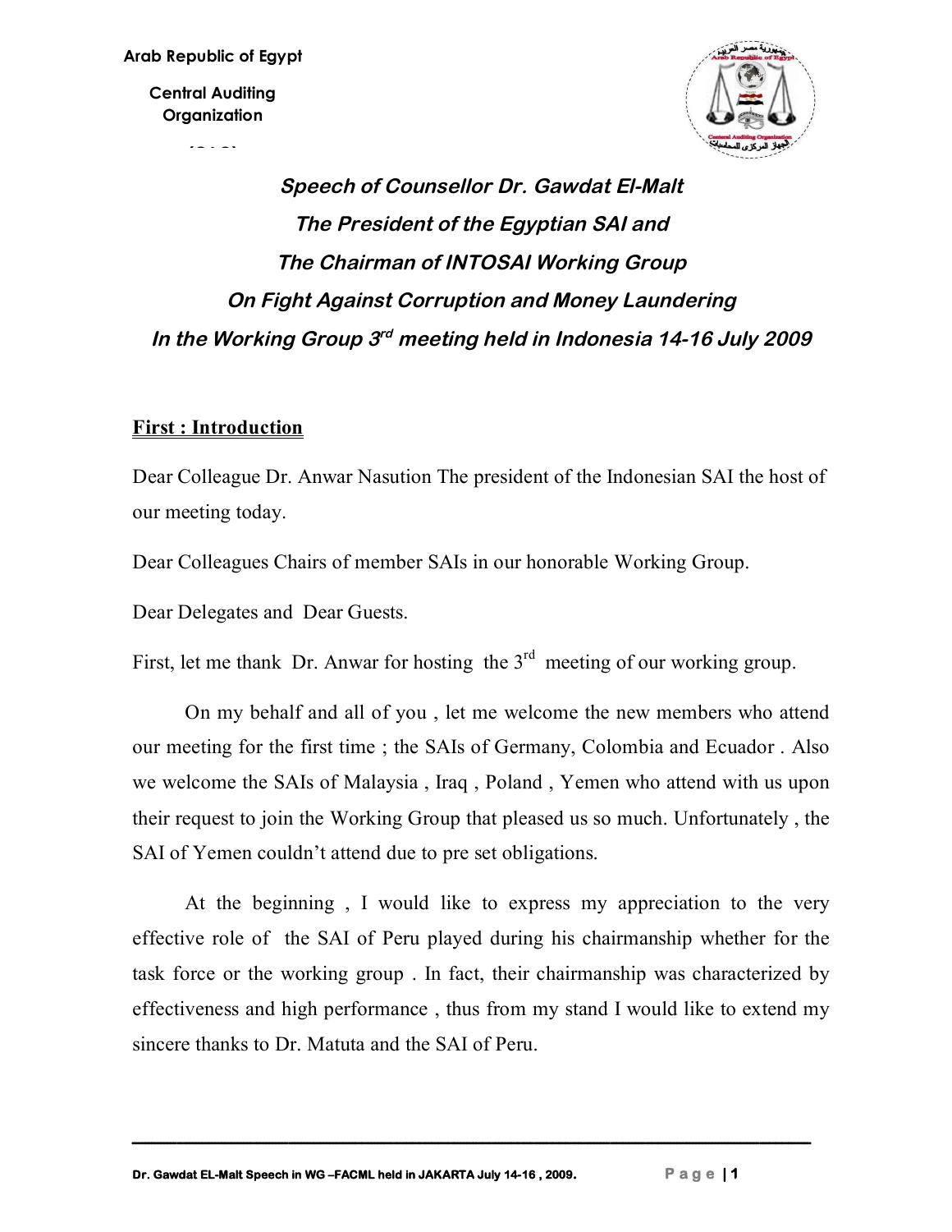Arab Republic of Egypt

Central Auditing Organization

(CAO)

## *Speech of Counsellor Dr. Gawdat El-Malt*
## *The President of the Egyptian SAI and*
## *The Chairman of INTOSAI Working Group*
## *On Fight Against Corruption and Money Laundering*
## *In the Working Group 3rd meeting held in Indonesia 14-16 July 2009*

### First : Introduction

Dear Colleague Dr. Anwar Nasution The president of the Indonesian SAI the host of our meeting today.

Dear Colleagues Chairs of member SAIs in our honorable Working Group.

Dear Delegates and Dear Guests.

First, let me thank Dr. Anwar for hosting the 3rd meeting of our working group.

On my behalf and all of you , let me welcome the new members who attend our meeting for the first time ; the SAIs of Germany, Colombia and Ecuador . Also we welcome the SAIs of Malaysia , Iraq , Poland , Yemen who attend with us upon their request to join the Working Group that pleased us so much. Unfortunately , the SAI of Yemen couldn't attend due to pre set obligations.

At the beginning , I would like to express my appreciation to the very effective role of the SAI of Peru played during his chairmanship whether for the task force or the working group . In fact, their chairmanship was characterized by effectiveness and high performance , thus from my stand I would like to extend my sincere thanks to Dr. Matuta and the SAI of Peru.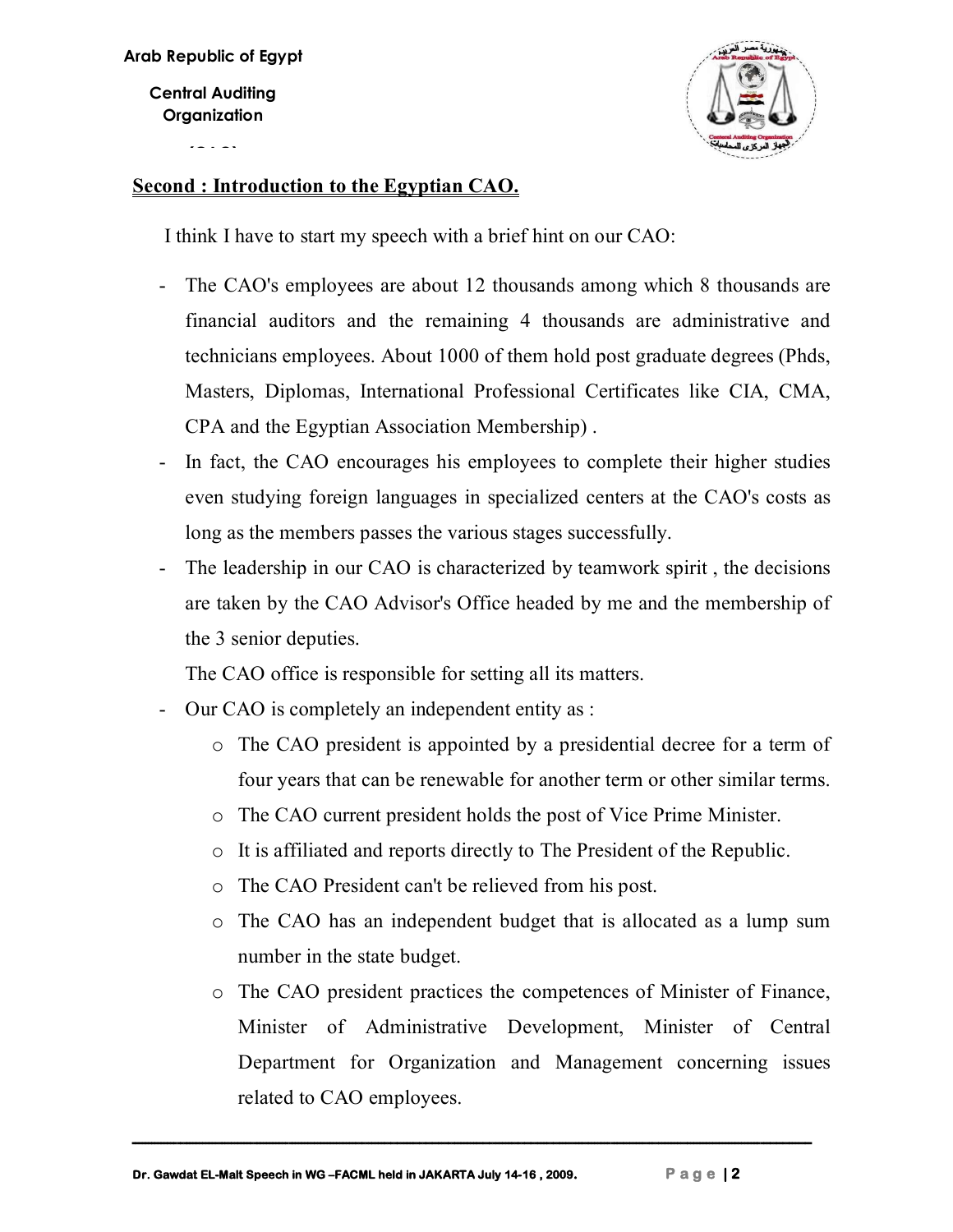## Second : Introduction to the Egyptian CAO.

I think I have to start my speech with a brief hint on our CAO:

- The CAO's employees are about 12 thousands among which 8 thousands are financial auditors and the remaining 4 thousands are administrative and technicians employees. About 1000 of them hold post graduate degrees (Phds, Masters, Diplomas, International Professional Certificates like CIA, CMA, CPA and the Egyptian Association Membership) .
- In fact, the CAO encourages his employees to complete their higher studies even studying foreign languages in specialized centers at the CAO's costs as long as the members passes the various stages successfully.
- The leadership in our CAO is characterized by teamwork spirit , the decisions are taken by the CAO Advisor's Office headed by me and the membership of the 3 senior deputies.

  The CAO office is responsible for setting all its matters.
- Our CAO is completely an independent entity as :
  - The CAO president is appointed by a presidential decree for a term of four years that can be renewable for another term or other similar terms.
  - The CAO current president holds the post of Vice Prime Minister.
  - It is affiliated and reports directly to The President of the Republic.
  - The CAO President can't be relieved from his post.
  - The CAO has an independent budget that is allocated as a lump sum number in the state budget.
  - The CAO president practices the competences of Minister of Finance, Minister of Administrative Development, Minister of Central Department for Organization and Management concerning issues related to CAO employees.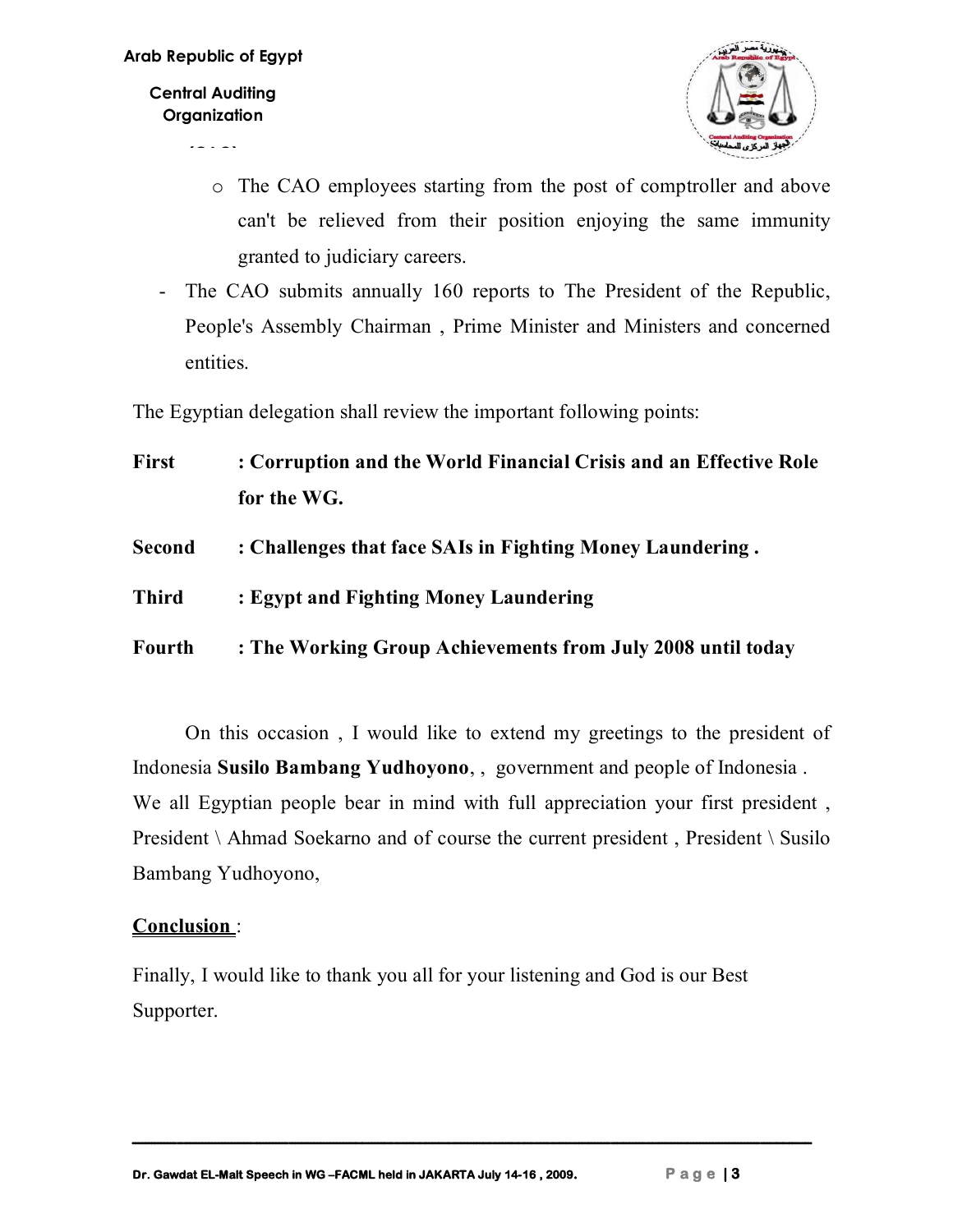- The CAO employees starting from the post of comptroller and above can't be relieved from their position enjoying the same immunity granted to judiciary careers.

- The CAO submits annually 160 reports to The President of the Republic, People's Assembly Chairman , Prime Minister and Ministers and concerned entities.

The Egyptian delegation shall review the important following points:

**First** : **Corruption and the World Financial Crisis and an Effective Role for the WG.**

**Second** : **Challenges that face SAIs in Fighting Money Laundering .**

**Third** : **Egypt and Fighting Money Laundering**

**Fourth** : **The Working Group Achievements from July 2008 until today**

On this occasion , I would like to extend my greetings to the president of Indonesia **Susilo Bambang Yudhoyono**, , government and people of Indonesia . We all Egyptian people bear in mind with full appreciation your first president , President \ Ahmad Soekarno and of course the current president , President \ Susilo Bambang Yudhoyono,

**<u>Conclusion</u>** :

Finally, I would like to thank you all for your listening and God is our Best Supporter.